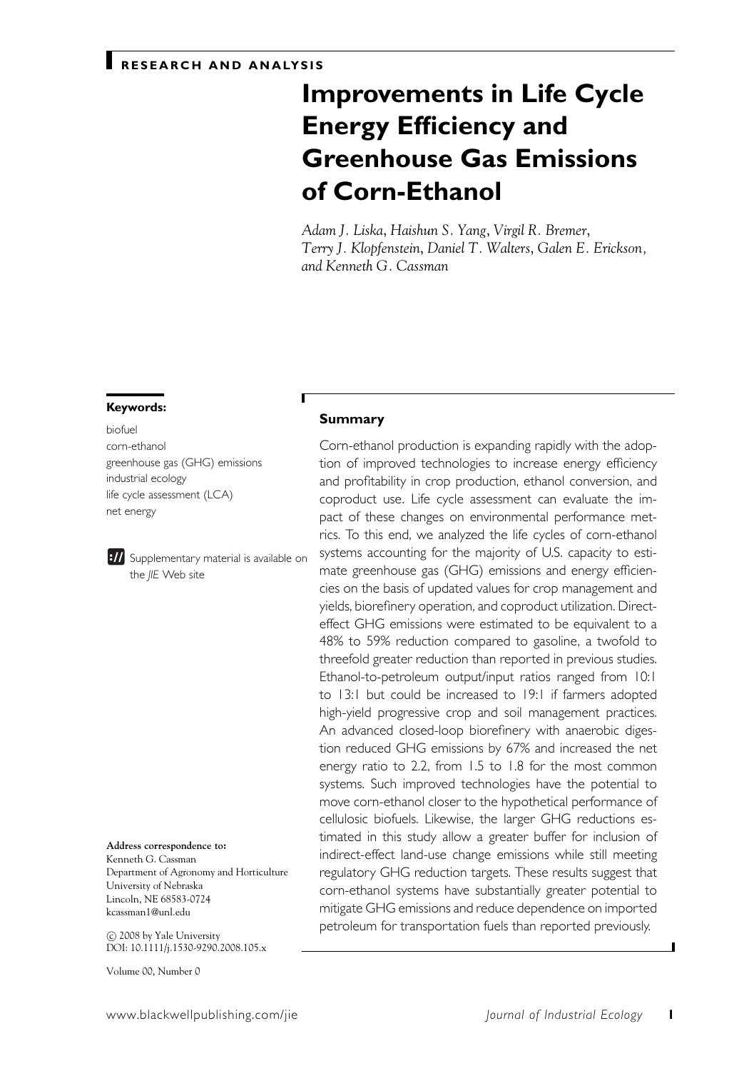RESEARCH AND ANALYSIS

# Improvements in Life Cycle Energy Efficiency and Greenhouse Gas Emissions of Corn-Ethanol

*Adam J. Liska, Haishun S. Yang, Virgil R. Bremer, Terry J. Klopfenstein, Daniel T. Walters, Galen E. Erickson, and Kenneth G. Cassman*

**Keywords:**

biofuel
corn-ethanol
greenhouse gas (GHG) emissions
industrial ecology
life cycle assessment (LCA)
net energy

Supplementary material is available on the *JIE* Web site

## Summary

Corn-ethanol production is expanding rapidly with the adoption of improved technologies to increase energy efficiency and profitability in crop production, ethanol conversion, and coproduct use. Life cycle assessment can evaluate the impact of these changes on environmental performance metrics. To this end, we analyzed the life cycles of corn-ethanol systems accounting for the majority of U.S. capacity to estimate greenhouse gas (GHG) emissions and energy efficiencies on the basis of updated values for crop management and yields, biorefinery operation, and coproduct utilization. Direct-effect GHG emissions were estimated to be equivalent to a 48% to 59% reduction compared to gasoline, a twofold to threefold greater reduction than reported in previous studies. Ethanol-to-petroleum output/input ratios ranged from 10:1 to 13:1 but could be increased to 19:1 if farmers adopted high-yield progressive crop and soil management practices. An advanced closed-loop biorefinery with anaerobic digestion reduced GHG emissions by 67% and increased the net energy ratio to 2.2, from 1.5 to 1.8 for the most common systems. Such improved technologies have the potential to move corn-ethanol closer to the hypothetical performance of cellulosic biofuels. Likewise, the larger GHG reductions estimated in this study allow a greater buffer for inclusion of indirect-effect land-use change emissions while still meeting regulatory GHG reduction targets. These results suggest that corn-ethanol systems have substantially greater potential to mitigate GHG emissions and reduce dependence on imported petroleum for transportation fuels than reported previously.

**Address correspondence to:**
Kenneth G. Cassman
Department of Agronomy and Horticulture
University of Nebraska
Lincoln, NE 68583-0724
kcassman1@unl.edu

© 2008 by Yale University
DOI: 10.1111/j.1530-9290.2008.105.x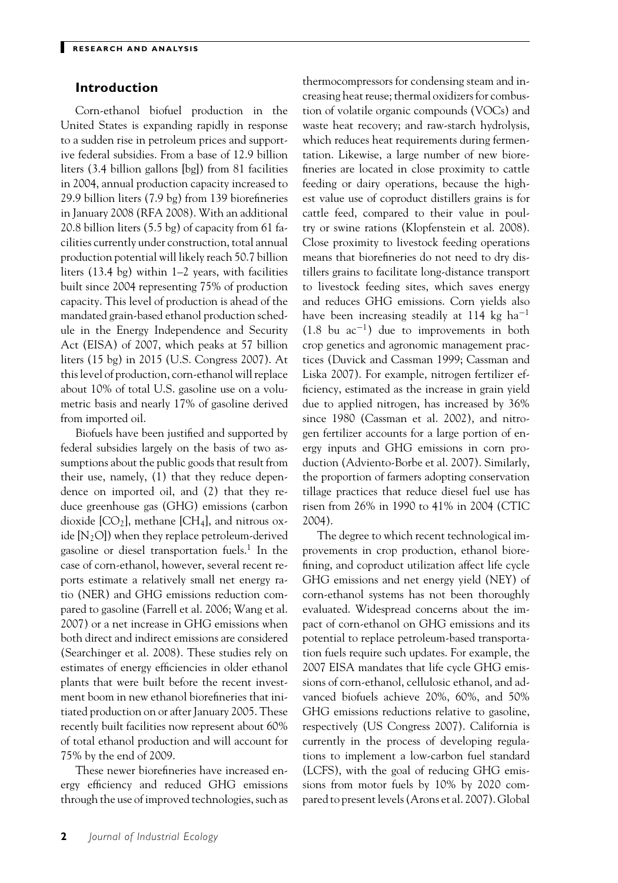## Introduction

Corn-ethanol biofuel production in the United States is expanding rapidly in response to a sudden rise in petroleum prices and supportive federal subsidies. From a base of 12.9 billion liters (3.4 billion gallons [bg]) from 81 facilities in 2004, annual production capacity increased to 29.9 billion liters (7.9 bg) from 139 biorefineries in January 2008 (RFA 2008). With an additional 20.8 billion liters (5.5 bg) of capacity from 61 facilities currently under construction, total annual production potential will likely reach 50.7 billion liters (13.4 bg) within 1–2 years, with facilities built since 2004 representing 75% of production capacity. This level of production is ahead of the mandated grain-based ethanol production schedule in the Energy Independence and Security Act (EISA) of 2007, which peaks at 57 billion liters (15 bg) in 2015 (U.S. Congress 2007). At this level of production, corn-ethanol will replace about 10% of total U.S. gasoline use on a volumetric basis and nearly 17% of gasoline derived from imported oil.

Biofuels have been justified and supported by federal subsidies largely on the basis of two assumptions about the public goods that result from their use, namely, (1) that they reduce dependence on imported oil, and (2) that they reduce greenhouse gas (GHG) emissions (carbon dioxide [$CO_2$], methane [$CH_4$], and nitrous oxide [$N_2O$]) when they replace petroleum-derived gasoline or diesel transportation fuels.[1] In the case of corn-ethanol, however, several recent reports estimate a relatively small net energy ratio (NER) and GHG emissions reduction compared to gasoline (Farrell et al. 2006; Wang et al. 2007) or a net increase in GHG emissions when both direct and indirect emissions are considered (Searchinger et al. 2008). These studies rely on estimates of energy efficiencies in older ethanol plants that were built before the recent investment boom in new ethanol biorefineries that initiated production on or after January 2005. These recently built facilities now represent about 60% of total ethanol production and will account for 75% by the end of 2009.

These newer biorefineries have increased energy efficiency and reduced GHG emissions through the use of improved technologies, such as thermocompressors for condensing steam and increasing heat reuse; thermal oxidizers for combustion of volatile organic compounds (VOCs) and waste heat recovery; and raw-starch hydrolysis, which reduces heat requirements during fermentation. Likewise, a large number of new biorefineries are located in close proximity to cattle feeding or dairy operations, because the highest value use of coproduct distillers grains is for cattle feed, compared to their value in poultry or swine rations (Klopfenstein et al. 2008). Close proximity to livestock feeding operations means that biorefineries do not need to dry distillers grains to facilitate long-distance transport to livestock feeding sites, which saves energy and reduces GHG emissions. Corn yields also have been increasing steadily at 114 kg $ha^{-1}$ (1.8 bu $ac^{-1}$) due to improvements in both crop genetics and agronomic management practices (Duvick and Cassman 1999; Cassman and Liska 2007). For example, nitrogen fertilizer efficiency, estimated as the increase in grain yield due to applied nitrogen, has increased by 36% since 1980 (Cassman et al. 2002), and nitrogen fertilizer accounts for a large portion of energy inputs and GHG emissions in corn production (Adviento-Borbe et al. 2007). Similarly, the proportion of farmers adopting conservation tillage practices that reduce diesel fuel use has risen from 26% in 1990 to 41% in 2004 (CTIC 2004).

The degree to which recent technological improvements in crop production, ethanol biorefining, and coproduct utilization affect life cycle GHG emissions and net energy yield (NEY) of corn-ethanol systems has not been thoroughly evaluated. Widespread concerns about the impact of corn-ethanol on GHG emissions and its potential to replace petroleum-based transportation fuels require such updates. For example, the 2007 EISA mandates that life cycle GHG emissions of corn-ethanol, cellulosic ethanol, and advanced biofuels achieve 20%, 60%, and 50% GHG emissions reductions relative to gasoline, respectively (US Congress 2007). California is currently in the process of developing regulations to implement a low-carbon fuel standard (LCFS), with the goal of reducing GHG emissions from motor fuels by 10% by 2020 compared to present levels (Arons et al. 2007). Global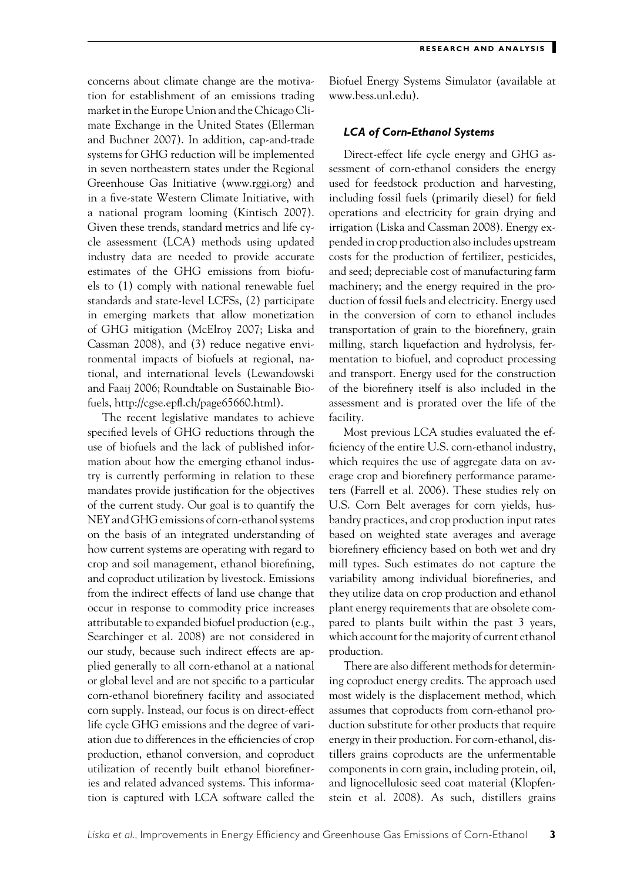concerns about climate change are the motivation for establishment of an emissions trading market in the Europe Union and the Chicago Climate Exchange in the United States (Ellerman and Buchner 2007). In addition, cap-and-trade systems for GHG reduction will be implemented in seven northeastern states under the Regional Greenhouse Gas Initiative (www.rggi.org) and in a five-state Western Climate Initiative, with a national program looming (Kintisch 2007). Given these trends, standard metrics and life cycle assessment (LCA) methods using updated industry data are needed to provide accurate estimates of the GHG emissions from biofuels to (1) comply with national renewable fuel standards and state-level LCFSs, (2) participate in emerging markets that allow monetization of GHG mitigation (McElroy 2007; Liska and Cassman 2008), and (3) reduce negative environmental impacts of biofuels at regional, national, and international levels (Lewandowski and Faaij 2006; Roundtable on Sustainable Biofuels, http://cgse.epfl.ch/page65660.html).

The recent legislative mandates to achieve specified levels of GHG reductions through the use of biofuels and the lack of published information about how the emerging ethanol industry is currently performing in relation to these mandates provide justification for the objectives of the current study. Our goal is to quantify the NEY and GHG emissions of corn-ethanol systems on the basis of an integrated understanding of how current systems are operating with regard to crop and soil management, ethanol biorefining, and coproduct utilization by livestock. Emissions from the indirect effects of land use change that occur in response to commodity price increases attributable to expanded biofuel production (e.g., Searchinger et al. 2008) are not considered in our study, because such indirect effects are applied generally to all corn-ethanol at a national or global level and are not specific to a particular corn-ethanol biorefinery facility and associated corn supply. Instead, our focus is on direct-effect life cycle GHG emissions and the degree of variation due to differences in the efficiencies of crop production, ethanol conversion, and coproduct utilization of recently built ethanol biorefineries and related advanced systems. This information is captured with LCA software called the Biofuel Energy Systems Simulator (available at www.bess.unl.edu).

### *LCA of Corn-Ethanol Systems*

Direct-effect life cycle energy and GHG assessment of corn-ethanol considers the energy used for feedstock production and harvesting, including fossil fuels (primarily diesel) for field operations and electricity for grain drying and irrigation (Liska and Cassman 2008). Energy expended in crop production also includes upstream costs for the production of fertilizer, pesticides, and seed; depreciable cost of manufacturing farm machinery; and the energy required in the production of fossil fuels and electricity. Energy used in the conversion of corn to ethanol includes transportation of grain to the biorefinery, grain milling, starch liquefaction and hydrolysis, fermentation to biofuel, and coproduct processing and transport. Energy used for the construction of the biorefinery itself is also included in the assessment and is prorated over the life of the facility.

Most previous LCA studies evaluated the efficiency of the entire U.S. corn-ethanol industry, which requires the use of aggregate data on average crop and biorefinery performance parameters (Farrell et al. 2006). These studies rely on U.S. Corn Belt averages for corn yields, husbandry practices, and crop production input rates based on weighted state averages and average biorefinery efficiency based on both wet and dry mill types. Such estimates do not capture the variability among individual biorefineries, and they utilize data on crop production and ethanol plant energy requirements that are obsolete compared to plants built within the past 3 years, which account for the majority of current ethanol production.

There are also different methods for determining coproduct energy credits. The approach used most widely is the displacement method, which assumes that coproducts from corn-ethanol production substitute for other products that require energy in their production. For corn-ethanol, distillers grains coproducts are the unfermentable components in corn grain, including protein, oil, and lignocellulosic seed coat material (Klopfenstein et al. 2008). As such, distillers grains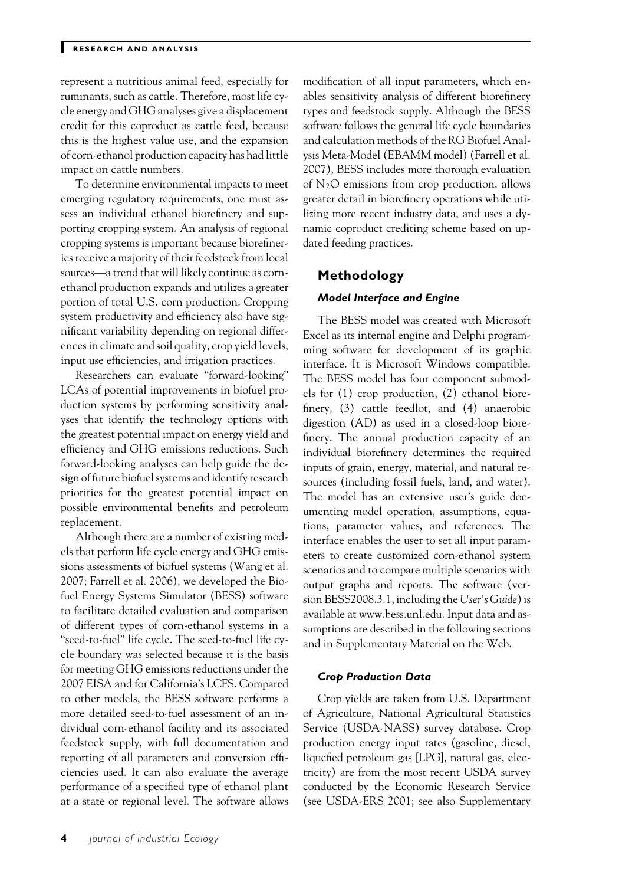represent a nutritious animal feed, especially for ruminants, such as cattle. Therefore, most life cycle energy and GHG analyses give a displacement credit for this coproduct as cattle feed, because this is the highest value use, and the expansion of corn-ethanol production capacity has had little impact on cattle numbers.

To determine environmental impacts to meet emerging regulatory requirements, one must assess an individual ethanol biorefinery and supporting cropping system. An analysis of regional cropping systems is important because biorefineries receive a majority of their feedstock from local sources—a trend that will likely continue as corn-ethanol production expands and utilizes a greater portion of total U.S. corn production. Cropping system productivity and efficiency also have significant variability depending on regional differences in climate and soil quality, crop yield levels, input use efficiencies, and irrigation practices.

Researchers can evaluate "forward-looking" LCAs of potential improvements in biofuel production systems by performing sensitivity analyses that identify the technology options with the greatest potential impact on energy yield and efficiency and GHG emissions reductions. Such forward-looking analyses can help guide the design of future biofuel systems and identify research priorities for the greatest potential impact on possible environmental benefits and petroleum replacement.

Although there are a number of existing models that perform life cycle energy and GHG emissions assessments of biofuel systems (Wang et al. 2007; Farrell et al. 2006), we developed the Biofuel Energy Systems Simulator (BESS) software to facilitate detailed evaluation and comparison of different types of corn-ethanol systems in a "seed-to-fuel" life cycle. The seed-to-fuel life cycle boundary was selected because it is the basis for meeting GHG emissions reductions under the 2007 EISA and for California's LCFS. Compared to other models, the BESS software performs a more detailed seed-to-fuel assessment of an individual corn-ethanol facility and its associated feedstock supply, with full documentation and reporting of all parameters and conversion efficiencies used. It can also evaluate the average performance of a specified type of ethanol plant at a state or regional level. The software allows modification of all input parameters, which enables sensitivity analysis of different biorefinery types and feedstock supply. Although the BESS software follows the general life cycle boundaries and calculation methods of the RG Biofuel Analysis Meta-Model (EBAMM model) (Farrell et al. 2007), BESS includes more thorough evaluation of $N_2O$ emissions from crop production, allows greater detail in biorefinery operations while utilizing more recent industry data, and uses a dynamic coproduct crediting scheme based on updated feeding practices.

## Methodology

### *Model Interface and Engine*

The BESS model was created with Microsoft Excel as its internal engine and Delphi programming software for development of its graphic interface. It is Microsoft Windows compatible. The BESS model has four component submodels for (1) crop production, (2) ethanol biorefinery, (3) cattle feedlot, and (4) anaerobic digestion (AD) as used in a closed-loop biorefinery. The annual production capacity of an individual biorefinery determines the required inputs of grain, energy, material, and natural resources (including fossil fuels, land, and water). The model has an extensive user's guide documenting model operation, assumptions, equations, parameter values, and references. The interface enables the user to set all input parameters to create customized corn-ethanol system scenarios and to compare multiple scenarios with output graphs and reports. The software (version BESS2008.3.1, including the *User's Guide*) is available at www.bess.unl.edu. Input data and assumptions are described in the following sections and in Supplementary Material on the Web.

### *Crop Production Data*

Crop yields are taken from U.S. Department of Agriculture, National Agricultural Statistics Service (USDA-NASS) survey database. Crop production energy input rates (gasoline, diesel, liquefied petroleum gas [LPG], natural gas, electricity) are from the most recent USDA survey conducted by the Economic Research Service (see USDA-ERS 2001; see also Supplementary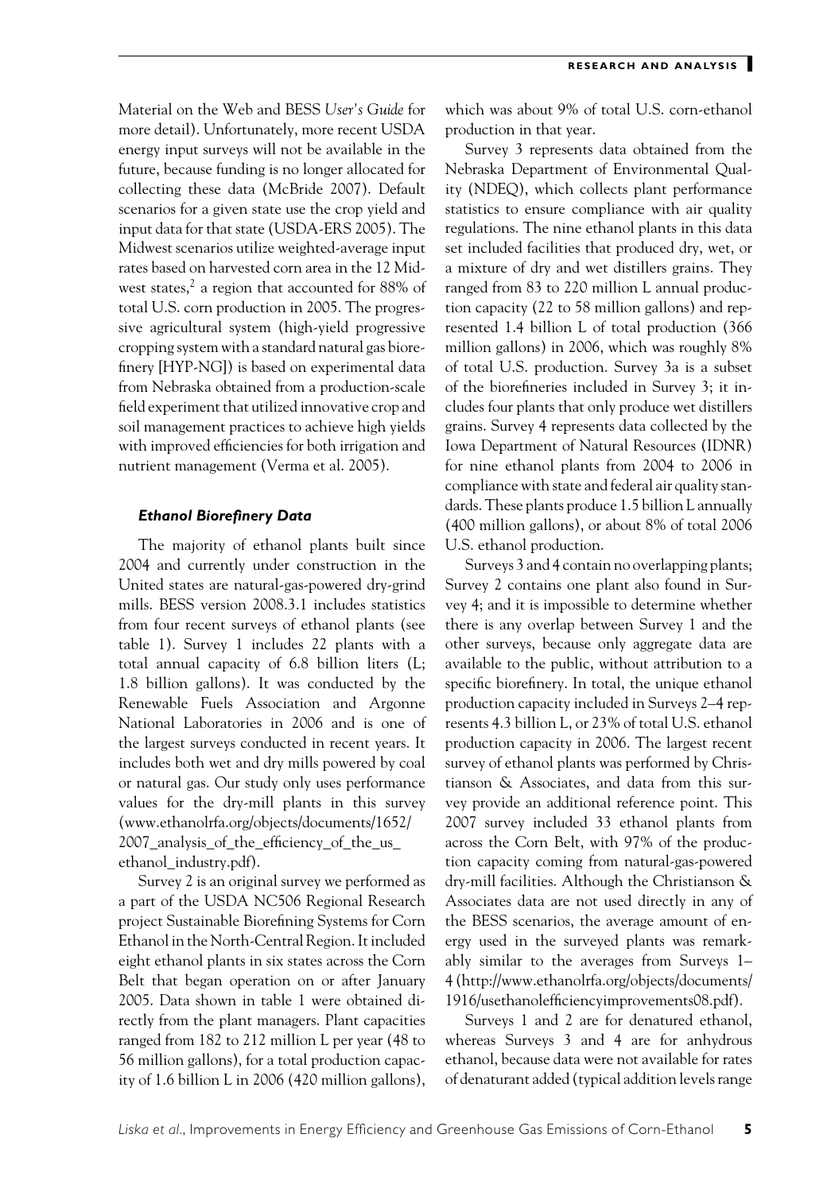Material on the Web and BESS *User's Guide* for more detail). Unfortunately, more recent USDA energy input surveys will not be available in the future, because funding is no longer allocated for collecting these data (McBride 2007). Default scenarios for a given state use the crop yield and input data for that state (USDA-ERS 2005). The Midwest scenarios utilize weighted-average input rates based on harvested corn area in the 12 Midwest states,[2] a region that accounted for 88% of total U.S. corn production in 2005. The progressive agricultural system (high-yield progressive cropping system with a standard natural gas biorefinery [HYP-NG]) is based on experimental data from Nebraska obtained from a production-scale field experiment that utilized innovative crop and soil management practices to achieve high yields with improved efficiencies for both irrigation and nutrient management (Verma et al. 2005).

### *Ethanol Biorefinery Data*

The majority of ethanol plants built since 2004 and currently under construction in the United states are natural-gas-powered dry-grind mills. BESS version 2008.3.1 includes statistics from four recent surveys of ethanol plants (see table 1). Survey 1 includes 22 plants with a total annual capacity of 6.8 billion liters (L; 1.8 billion gallons). It was conducted by the Renewable Fuels Association and Argonne National Laboratories in 2006 and is one of the largest surveys conducted in recent years. It includes both wet and dry mills powered by coal or natural gas. Our study only uses performance values for the dry-mill plants in this survey (www.ethanolrfa.org/objects/documents/1652/2007_analysis_of_the_efficiency_of_the_us_ethanol_industry.pdf).

Survey 2 is an original survey we performed as a part of the USDA NC506 Regional Research project Sustainable Biorefining Systems for Corn Ethanol in the North-Central Region. It included eight ethanol plants in six states across the Corn Belt that began operation on or after January 2005. Data shown in table 1 were obtained directly from the plant managers. Plant capacities ranged from 182 to 212 million L per year (48 to 56 million gallons), for a total production capacity of 1.6 billion L in 2006 (420 million gallons), which was about 9% of total U.S. corn-ethanol production in that year.

Survey 3 represents data obtained from the Nebraska Department of Environmental Quality (NDEQ), which collects plant performance statistics to ensure compliance with air quality regulations. The nine ethanol plants in this data set included facilities that produced dry, wet, or a mixture of dry and wet distillers grains. They ranged from 83 to 220 million L annual production capacity (22 to 58 million gallons) and represented 1.4 billion L of total production (366 million gallons) in 2006, which was roughly 8% of total U.S. production. Survey 3a is a subset of the biorefineries included in Survey 3; it includes four plants that only produce wet distillers grains. Survey 4 represents data collected by the Iowa Department of Natural Resources (IDNR) for nine ethanol plants from 2004 to 2006 in compliance with state and federal air quality standards. These plants produce 1.5 billion L annually (400 million gallons), or about 8% of total 2006 U.S. ethanol production.

Surveys 3 and 4 contain no overlapping plants; Survey 2 contains one plant also found in Survey 4; and it is impossible to determine whether there is any overlap between Survey 1 and the other surveys, because only aggregate data are available to the public, without attribution to a specific biorefinery. In total, the unique ethanol production capacity included in Surveys 2–4 represents 4.3 billion L, or 23% of total U.S. ethanol production capacity in 2006. The largest recent survey of ethanol plants was performed by Christianson & Associates, and data from this survey provide an additional reference point. This 2007 survey included 33 ethanol plants from across the Corn Belt, with 97% of the production capacity coming from natural-gas-powered dry-mill facilities. Although the Christianson & Associates data are not used directly in any of the BESS scenarios, the average amount of energy used in the surveyed plants was remarkably similar to the averages from Surveys 1–4 (http://www.ethanolrfa.org/objects/documents/1916/usethanolefficiencyimprovements08.pdf).

Surveys 1 and 2 are for denatured ethanol, whereas Surveys 3 and 4 are for anhydrous ethanol, because data were not available for rates of denaturant added (typical addition levels range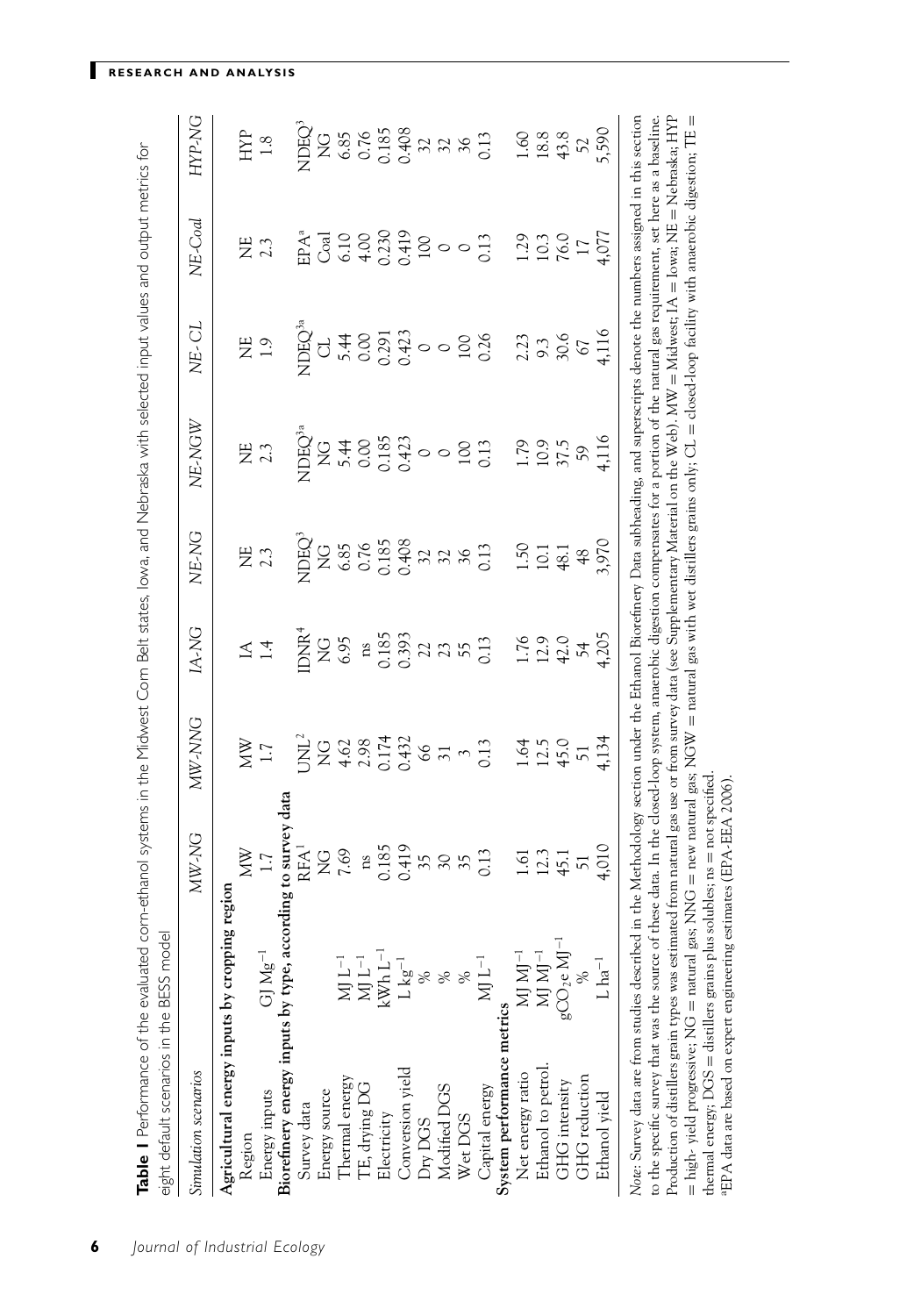**Table 1** Performance of the evaluated corn-ethanol systems in the Midwest Corn Belt states, Iowa, and Nebraska with selected input values and output metrics for eight default scenarios in the BESS model

| *Simulation scenarios* | | *MW-NG* | *MW-NNG* | *IA-NG* | *NE-NG* | *NE-NGW* | *NE-CL* | *NE-Coal* | *HYP-NG* |
|---|---|---|---|---|---|---|---|---|---|
| **Agricultural energy inputs by cropping region** | | | | | | | | | |
| Region | | MW | MW | IA | NE | NE | NE | NE | HYP |
| Energy inputs | $GJ\ Mg^{-1}$ | 1.7 | 1.7 | 1.4 | 2.3 | 2.3 | 1.9 | 2.3 | 1.8 |
| **Biorefinery energy inputs by type, according to survey data** | | | | | | | | | |
| Survey data | | RFA[1] | UNL[2] | IDNR[4] | NDEQ[3] | NDEQ[3a] | NDEQ[3a] | EPA[a] | NDEQ[3] |
| Energy source | | NG | NG | NG | NG | NG | CL | Coal | NG |
| Thermal energy | $MJ\ L^{-1}$ | 7.69 | 4.62 | 6.95 | 6.85 | 5.44 | 5.44 | 6.10 | 6.85 |
| TE, drying DG | $MJ\ L^{-1}$ | ns | 2.98 | ns | 0.76 | 0.00 | 0.00 | 4.00 | 0.76 |
| Electricity | $kWh\ L^{-1}$ | 0.185 | 0.174 | 0.185 | 0.185 | 0.185 | 0.291 | 0.230 | 0.185 |
| Conversion yield | $L\ kg^{-1}$ | 0.419 | 0.432 | 0.393 | 0.408 | 0.423 | 0.423 | 0.419 | 0.408 |
| Dry DGS | % | 35 | 66 | 22 | 32 | 0 | 0 | 100 | 32 |
| Modified DGS | % | 30 | 31 | 23 | 32 | 0 | 0 | 0 | 32 |
| Wet DGS | % | 35 | 3 | 55 | 36 | 100 | 100 | 0 | 36 |
| Capital energy | $MJ\ L^{-1}$ | 0.13 | 0.13 | 0.13 | 0.13 | 0.13 | 0.26 | 0.13 | 0.13 |
| **System performance metrics** | | | | | | | | | |
| Net energy ratio | $MJ\ MJ^{-1}$ | 1.61 | 1.64 | 1.76 | 1.50 | 1.79 | 2.23 | 1.29 | 1.60 |
| Ethanol to petrol. | $MJ\ MJ^{-1}$ | 12.3 | 12.5 | 12.9 | 10.1 | 10.9 | 9.3 | 10.3 | 18.8 |
| GHG intensity | $gCO_2e\ MJ^{-1}$ | 45.1 | 45.0 | 42.0 | 48.1 | 37.5 | 30.6 | 76.0 | 43.8 |
| GHG reduction | % | 51 | 51 | 54 | 48 | 59 | 67 | 17 | 52 |
| Ethanol yield | $L\ ha^{-1}$ | 4,010 | 4,134 | 4,205 | 3,970 | 4,116 | 4,116 | 4,077 | 5,590 |

*Note:* Survey data are from studies described in the Methodology section under the Ethanol Biorefinery Data subheading, and superscripts denote the numbers assigned in this section to the specific survey that was the source of these data. In the closed-loop system, anaerobic digestion compensates for a portion of the natural gas requirement, set here as a baseline. Production of distillers grain types was estimated from natural gas use or from survey data (see Supplementary Material on the Web). MW = Midwest; IA = Iowa; NE = Nebraska; HYP = high- yield progressive; NG = natural gas; NNG = new natural gas; NGW = natural gas with wet distillers grains only; CL = closed-loop facility with anaerobic digestion; TE = thermal energy; DGS = distillers grains plus solubles; ns = not specified.

[a]EPA data are based on expert engineering estimates (EPA-EEA 2006).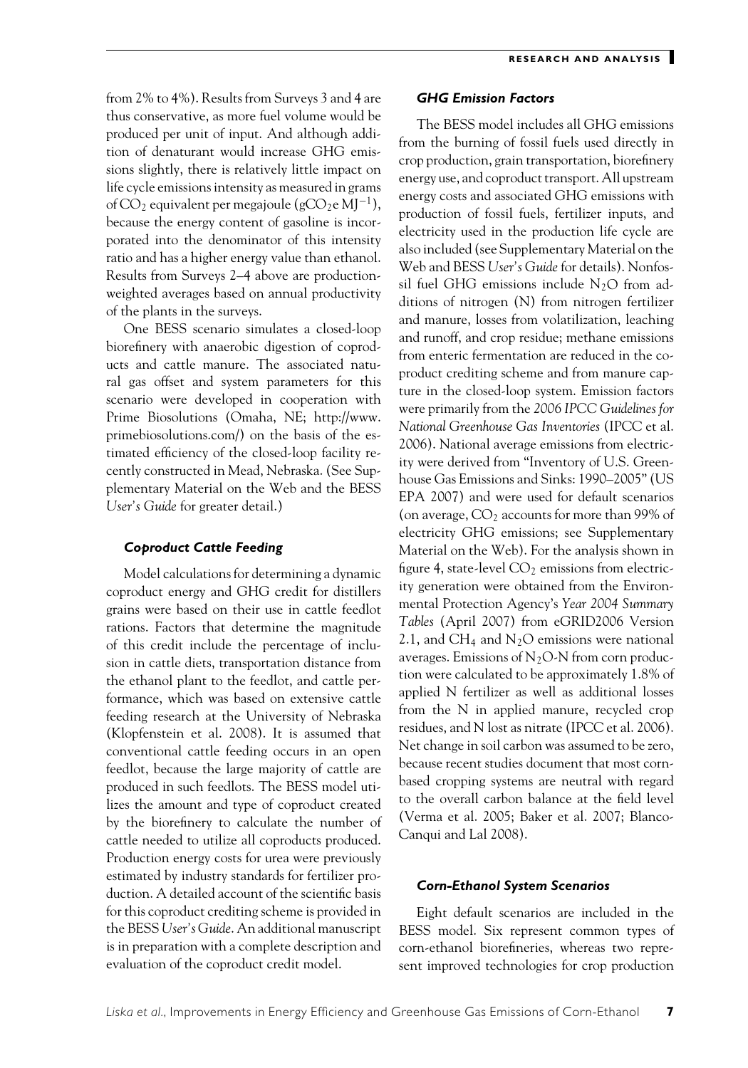from 2% to 4%). Results from Surveys 3 and 4 are thus conservative, as more fuel volume would be produced per unit of input. And although addition of denaturant would increase GHG emissions slightly, there is relatively little impact on life cycle emissions intensity as measured in grams of $CO_2$ equivalent per megajoule ($gCO_2e\ MJ^{-1}$), because the energy content of gasoline is incorporated into the denominator of this intensity ratio and has a higher energy value than ethanol. Results from Surveys 2–4 above are production-weighted averages based on annual productivity of the plants in the surveys.

One BESS scenario simulates a closed-loop biorefinery with anaerobic digestion of coproducts and cattle manure. The associated natural gas offset and system parameters for this scenario were developed in cooperation with Prime Biosolutions (Omaha, NE; http://www.primebiosolutions.com/) on the basis of the estimated efficiency of the closed-loop facility recently constructed in Mead, Nebraska. (See Supplementary Material on the Web and the BESS *User's Guide* for greater detail.)

### *Coproduct Cattle Feeding*

Model calculations for determining a dynamic coproduct energy and GHG credit for distillers grains were based on their use in cattle feedlot rations. Factors that determine the magnitude of this credit include the percentage of inclusion in cattle diets, transportation distance from the ethanol plant to the feedlot, and cattle performance, which was based on extensive cattle feeding research at the University of Nebraska (Klopfenstein et al. 2008). It is assumed that conventional cattle feeding occurs in an open feedlot, because the large majority of cattle are produced in such feedlots. The BESS model utilizes the amount and type of coproduct created by the biorefinery to calculate the number of cattle needed to utilize all coproducts produced. Production energy costs for urea were previously estimated by industry standards for fertilizer production. A detailed account of the scientific basis for this coproduct crediting scheme is provided in the BESS *User's Guide*. An additional manuscript is in preparation with a complete description and evaluation of the coproduct credit model.

### *GHG Emission Factors*

The BESS model includes all GHG emissions from the burning of fossil fuels used directly in crop production, grain transportation, biorefinery energy use, and coproduct transport. All upstream energy costs and associated GHG emissions with production of fossil fuels, fertilizer inputs, and electricity used in the production life cycle are also included (see Supplementary Material on the Web and BESS *User's Guide* for details). Nonfossil fuel GHG emissions include $N_2O$ from additions of nitrogen (N) from nitrogen fertilizer and manure, losses from volatilization, leaching and runoff, and crop residue; methane emissions from enteric fermentation are reduced in the coproduct crediting scheme and from manure capture in the closed-loop system. Emission factors were primarily from the *2006 IPCC Guidelines for National Greenhouse Gas Inventories* (IPCC et al. 2006). National average emissions from electricity were derived from "Inventory of U.S. Greenhouse Gas Emissions and Sinks: 1990–2005" (US EPA 2007) and were used for default scenarios (on average, $CO_2$ accounts for more than 99% of electricity GHG emissions; see Supplementary Material on the Web). For the analysis shown in figure 4, state-level $CO_2$ emissions from electricity generation were obtained from the Environmental Protection Agency's *Year 2004 Summary Tables* (April 2007) from eGRID2006 Version 2.1, and $CH_4$ and $N_2O$ emissions were national averages. Emissions of $N_2O$-N from corn production were calculated to be approximately 1.8% of applied N fertilizer as well as additional losses from the N in applied manure, recycled crop residues, and N lost as nitrate (IPCC et al. 2006). Net change in soil carbon was assumed to be zero, because recent studies document that most corn-based cropping systems are neutral with regard to the overall carbon balance at the field level (Verma et al. 2005; Baker et al. 2007; Blanco-Canqui and Lal 2008).

### *Corn-Ethanol System Scenarios*

Eight default scenarios are included in the BESS model. Six represent common types of corn-ethanol biorefineries, whereas two represent improved technologies for crop production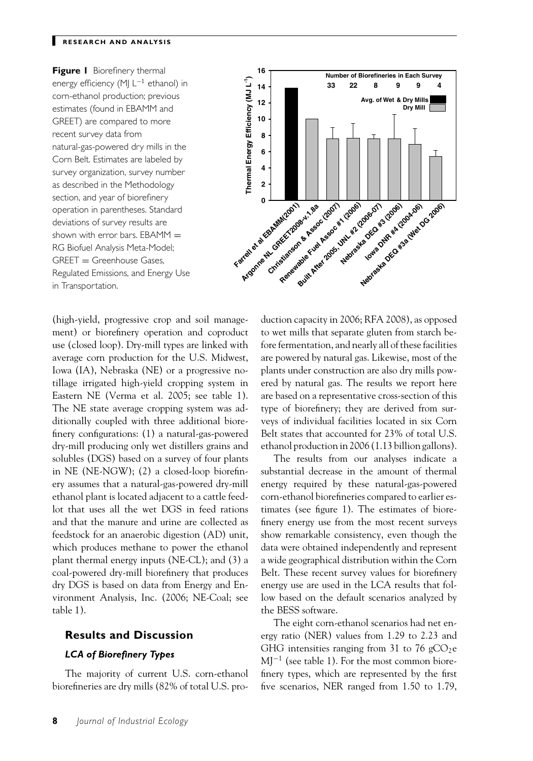**Figure 1** Biorefinery thermal energy efficiency (MJ $L^{-1}$ ethanol) in corn-ethanol production; previous estimates (found in EBAMM and GREET) are compared to more recent survey data from natural-gas-powered dry mills in the Corn Belt. Estimates are labeled by survey organization, survey number as described in the Methodology section, and year of biorefinery operation in parentheses. Standard deviations of survey results are shown with error bars. EBAMM = RG Biofuel Analysis Meta-Model; GREET = Greenhouse Gases, Regulated Emissions, and Energy Use in Transportation.

(high-yield, progressive crop and soil management) or biorefinery operation and coproduct use (closed loop). Dry-mill types are linked with average corn production for the U.S. Midwest, Iowa (IA), Nebraska (NE) or a progressive no-tillage irrigated high-yield cropping system in Eastern NE (Verma et al. 2005; see table 1). The NE state average cropping system was additionally coupled with three additional biorefinery configurations: (1) a natural-gas-powered dry-mill producing only wet distillers grains and solubles (DGS) based on a survey of four plants in NE (NE-NGW); (2) a closed-loop biorefinery assumes that a natural-gas-powered dry-mill ethanol plant is located adjacent to a cattle feedlot that uses all the wet DGS in feed rations and that the manure and urine are collected as feedstock for an anaerobic digestion (AD) unit, which produces methane to power the ethanol plant thermal energy inputs (NE-CL); and (3) a coal-powered dry-mill biorefinery that produces dry DGS is based on data from Energy and Environment Analysis, Inc. (2006; NE-Coal; see table 1).

## Results and Discussion

### *LCA of Biorefinery Types*

The majority of current U.S. corn-ethanol biorefineries are dry mills (82% of total U.S. production capacity in 2006; RFA 2008), as opposed to wet mills that separate gluten from starch before fermentation, and nearly all of these facilities are powered by natural gas. Likewise, most of the plants under construction are also dry mills powered by natural gas. The results we report here are based on a representative cross-section of this type of biorefinery; they are derived from surveys of individual facilities located in six Corn Belt states that accounted for 23% of total U.S. ethanol production in 2006 (1.13 billion gallons).

The results from our analyses indicate a substantial decrease in the amount of thermal energy required by these natural-gas-powered corn-ethanol biorefineries compared to earlier estimates (see figure 1). The estimates of biorefinery energy use from the most recent surveys show remarkable consistency, even though the data were obtained independently and represent a wide geographical distribution within the Corn Belt. These recent survey values for biorefinery energy use are used in the LCA results that follow based on the default scenarios analyzed by the BESS software.

The eight corn-ethanol scenarios had net energy ratio (NER) values from 1.29 to 2.23 and GHG intensities ranging from 31 to 76 $gCO_2e$ $MJ^{-1}$ (see table 1). For the most common biorefinery types, which are represented by the first five scenarios, NER ranged from 1.50 to 1.79,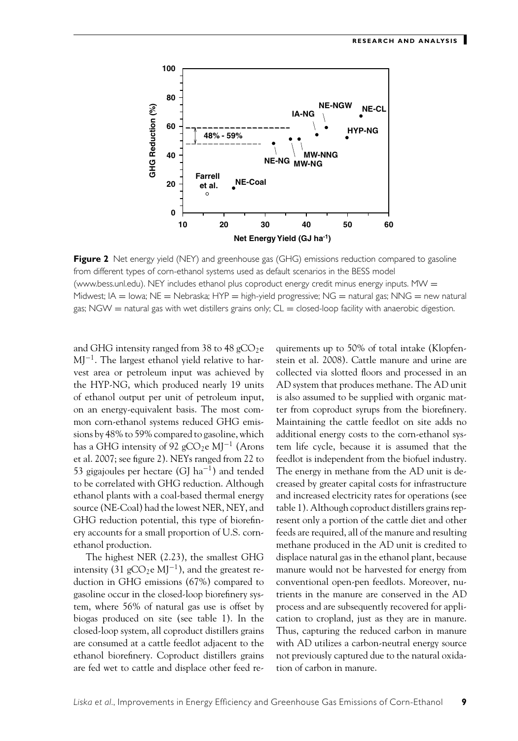**Figure 2** Net energy yield (NEY) and greenhouse gas (GHG) emissions reduction compared to gasoline from different types of corn-ethanol systems used as default scenarios in the BESS model (www.bess.unl.edu). NEY includes ethanol plus coproduct energy credit minus energy inputs. MW = Midwest; IA = Iowa; NE = Nebraska; HYP = high-yield progressive; NG = natural gas; NNG = new natural gas; NGW = natural gas with wet distillers grains only; CL = closed-loop facility with anaerobic digestion.

and GHG intensity ranged from 38 to 48 $gCO_2e$ $MJ^{-1}$. The largest ethanol yield relative to harvest area or petroleum input was achieved by the HYP-NG, which produced nearly 19 units of ethanol output per unit of petroleum input, on an energy-equivalent basis. The most common corn-ethanol systems reduced GHG emissions by 48% to 59% compared to gasoline, which has a GHG intensity of 92 $gCO_2e$ $MJ^{-1}$ (Arons et al. 2007; see figure 2). NEYs ranged from 22 to 53 gigajoules per hectare (GJ $ha^{-1}$) and tended to be correlated with GHG reduction. Although ethanol plants with a coal-based thermal energy source (NE-Coal) had the lowest NER, NEY, and GHG reduction potential, this type of biorefinery accounts for a small proportion of U.S. corn-ethanol production.

The highest NER (2.23), the smallest GHG intensity (31 $gCO_2e$ $MJ^{-1}$), and the greatest reduction in GHG emissions (67%) compared to gasoline occur in the closed-loop biorefinery system, where 56% of natural gas use is offset by biogas produced on site (see table 1). In the closed-loop system, all coproduct distillers grains are consumed at a cattle feedlot adjacent to the ethanol biorefinery. Coproduct distillers grains are fed wet to cattle and displace other feed requirements up to 50% of total intake (Klopfenstein et al. 2008). Cattle manure and urine are collected via slotted floors and processed in an AD system that produces methane. The AD unit is also assumed to be supplied with organic matter from coproduct syrups from the biorefinery. Maintaining the cattle feedlot on site adds no additional energy costs to the corn-ethanol system life cycle, because it is assumed that the feedlot is independent from the biofuel industry. The energy in methane from the AD unit is decreased by greater capital costs for infrastructure and increased electricity rates for operations (see table 1). Although coproduct distillers grains represent only a portion of the cattle diet and other feeds are required, all of the manure and resulting methane produced in the AD unit is credited to displace natural gas in the ethanol plant, because manure would not be harvested for energy from conventional open-pen feedlots. Moreover, nutrients in the manure are conserved in the AD process and are subsequently recovered for application to cropland, just as they are in manure. Thus, capturing the reduced carbon in manure with AD utilizes a carbon-neutral energy source not previously captured due to the natural oxidation of carbon in manure.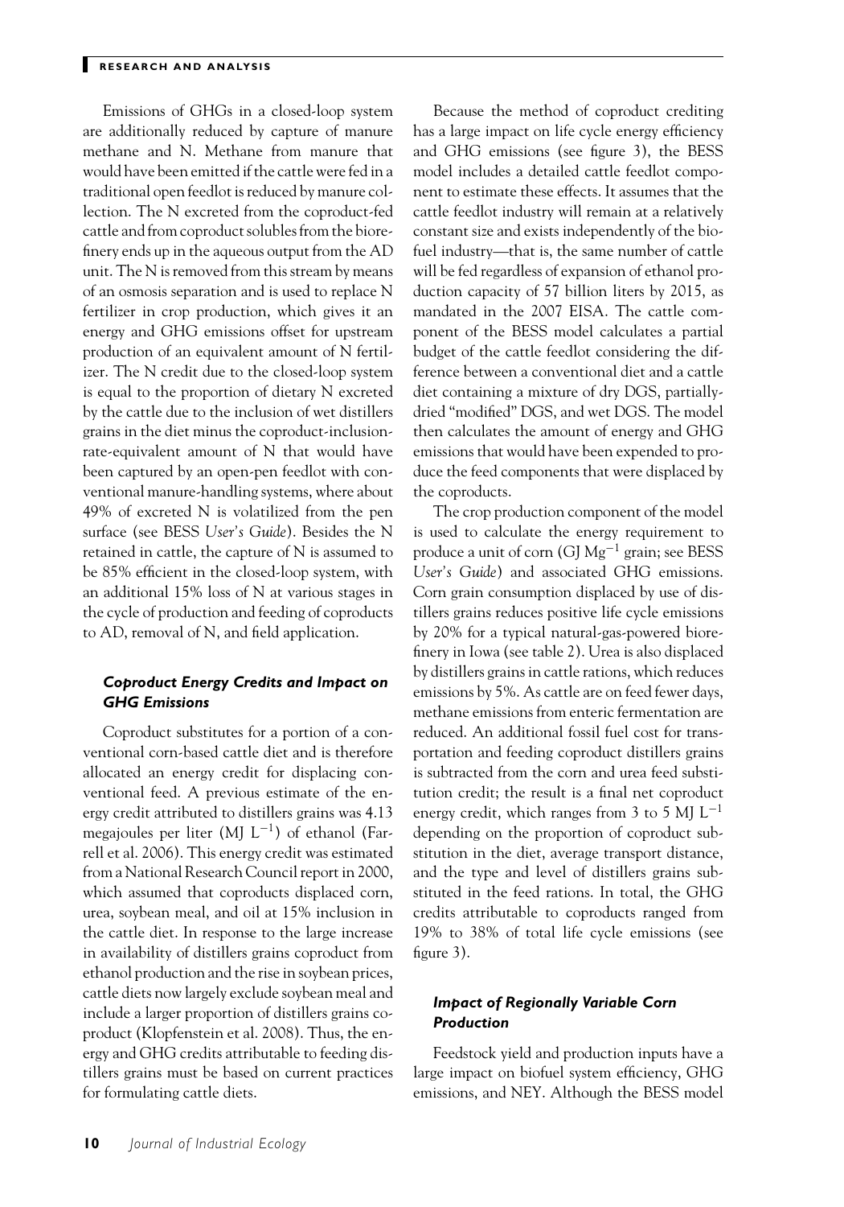Emissions of GHGs in a closed-loop system are additionally reduced by capture of manure methane and N. Methane from manure that would have been emitted if the cattle were fed in a traditional open feedlot is reduced by manure collection. The N excreted from the coproduct-fed cattle and from coproduct solubles from the biorefinery ends up in the aqueous output from the AD unit. The N is removed from this stream by means of an osmosis separation and is used to replace N fertilizer in crop production, which gives it an energy and GHG emissions offset for upstream production of an equivalent amount of N fertilizer. The N credit due to the closed-loop system is equal to the proportion of dietary N excreted by the cattle due to the inclusion of wet distillers grains in the diet minus the coproduct-inclusion-rate-equivalent amount of N that would have been captured by an open-pen feedlot with conventional manure-handling systems, where about 49% of excreted N is volatilized from the pen surface (see BESS *User's Guide*). Besides the N retained in cattle, the capture of N is assumed to be 85% efficient in the closed-loop system, with an additional 15% loss of N at various stages in the cycle of production and feeding of coproducts to AD, removal of N, and field application.

### *Coproduct Energy Credits and Impact on GHG Emissions*

Coproduct substitutes for a portion of a conventional corn-based cattle diet and is therefore allocated an energy credit for displacing conventional feed. A previous estimate of the energy credit attributed to distillers grains was 4.13 megajoules per liter (MJ $L^{-1}$) of ethanol (Farrell et al. 2006). This energy credit was estimated from a National Research Council report in 2000, which assumed that coproducts displaced corn, urea, soybean meal, and oil at 15% inclusion in the cattle diet. In response to the large increase in availability of distillers grains coproduct from ethanol production and the rise in soybean prices, cattle diets now largely exclude soybean meal and include a larger proportion of distillers grains coproduct (Klopfenstein et al. 2008). Thus, the energy and GHG credits attributable to feeding distillers grains must be based on current practices for formulating cattle diets.

Because the method of coproduct crediting has a large impact on life cycle energy efficiency and GHG emissions (see figure 3), the BESS model includes a detailed cattle feedlot component to estimate these effects. It assumes that the cattle feedlot industry will remain at a relatively constant size and exists independently of the biofuel industry—that is, the same number of cattle will be fed regardless of expansion of ethanol production capacity of 57 billion liters by 2015, as mandated in the 2007 EISA. The cattle component of the BESS model calculates a partial budget of the cattle feedlot considering the difference between a conventional diet and a cattle diet containing a mixture of dry DGS, partially-dried "modified" DGS, and wet DGS. The model then calculates the amount of energy and GHG emissions that would have been expended to produce the feed components that were displaced by the coproducts.

The crop production component of the model is used to calculate the energy requirement to produce a unit of corn (GJ $Mg^{-1}$ grain; see BESS *User's Guide*) and associated GHG emissions. Corn grain consumption displaced by use of distillers grains reduces positive life cycle emissions by 20% for a typical natural-gas-powered biorefinery in Iowa (see table 2). Urea is also displaced by distillers grains in cattle rations, which reduces emissions by 5%. As cattle are on feed fewer days, methane emissions from enteric fermentation are reduced. An additional fossil fuel cost for transportation and feeding coproduct distillers grains is subtracted from the corn and urea feed substitution credit; the result is a final net coproduct energy credit, which ranges from 3 to 5 MJ $L^{-1}$ depending on the proportion of coproduct substitution in the diet, average transport distance, and the type and level of distillers grains substituted in the feed rations. In total, the GHG credits attributable to coproducts ranged from 19% to 38% of total life cycle emissions (see figure 3).

### *Impact of Regionally Variable Corn Production*

Feedstock yield and production inputs have a large impact on biofuel system efficiency, GHG emissions, and NEY. Although the BESS model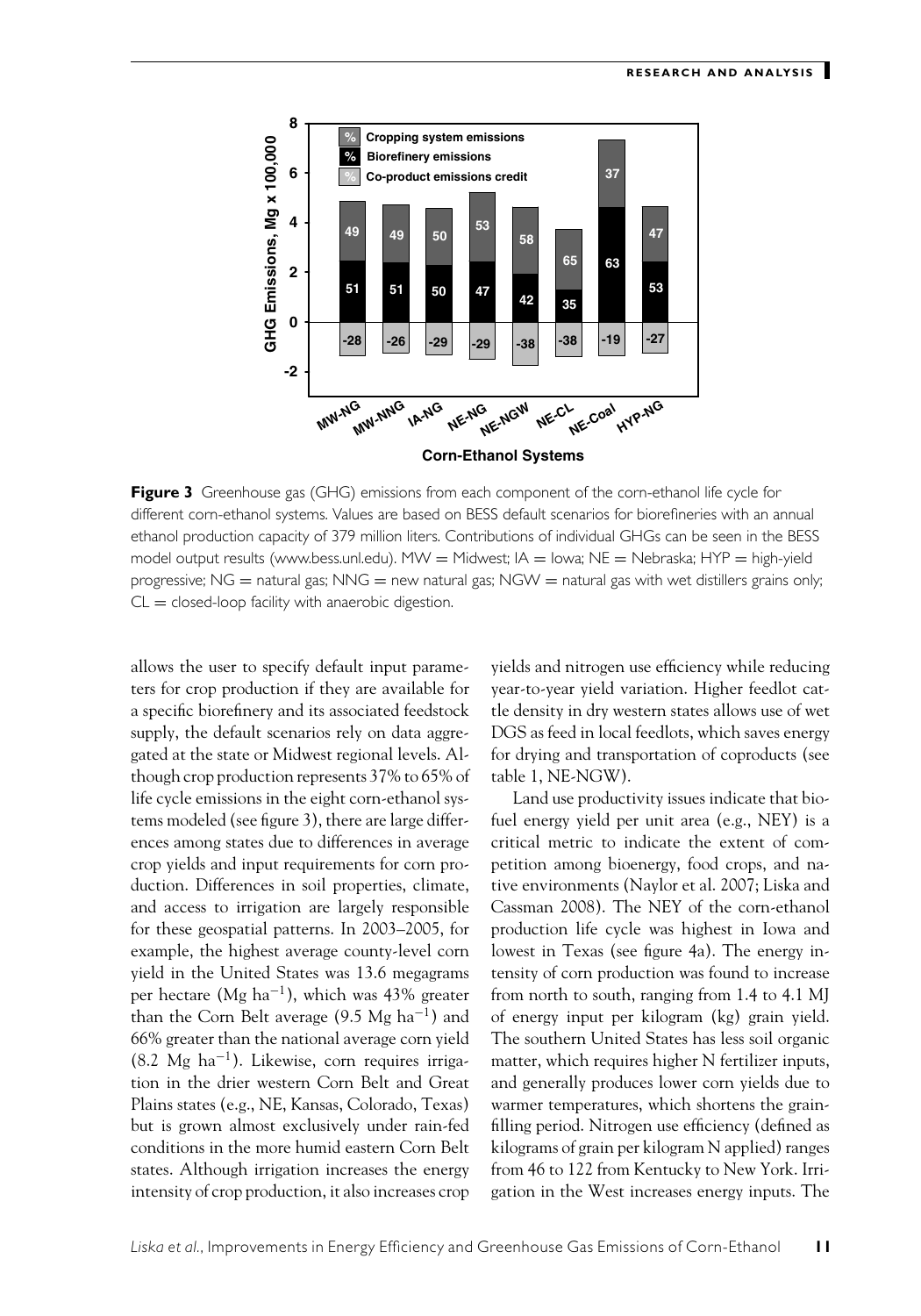**Figure 3** Greenhouse gas (GHG) emissions from each component of the corn-ethanol life cycle for different corn-ethanol systems. Values are based on BESS default scenarios for biorefineries with an annual ethanol production capacity of 379 million liters. Contributions of individual GHGs can be seen in the BESS model output results (www.bess.unl.edu). MW = Midwest; IA = Iowa; NE = Nebraska; HYP = high-yield progressive; NG = natural gas; NNG = new natural gas; NGW = natural gas with wet distillers grains only; CL = closed-loop facility with anaerobic digestion.

allows the user to specify default input parameters for crop production if they are available for a specific biorefinery and its associated feedstock supply, the default scenarios rely on data aggregated at the state or Midwest regional levels. Although crop production represents 37% to 65% of life cycle emissions in the eight corn-ethanol systems modeled (see figure 3), there are large differences among states due to differences in average crop yields and input requirements for corn production. Differences in soil properties, climate, and access to irrigation are largely responsible for these geospatial patterns. In 2003–2005, for example, the highest average county-level corn yield in the United States was 13.6 megagrams per hectare (Mg $ha^{-1}$), which was 43% greater than the Corn Belt average (9.5 Mg $ha^{-1}$) and 66% greater than the national average corn yield (8.2 Mg $ha^{-1}$). Likewise, corn requires irrigation in the drier western Corn Belt and Great Plains states (e.g., NE, Kansas, Colorado, Texas) but is grown almost exclusively under rain-fed conditions in the more humid eastern Corn Belt states. Although irrigation increases the energy intensity of crop production, it also increases crop yields and nitrogen use efficiency while reducing year-to-year yield variation. Higher feedlot cattle density in dry western states allows use of wet DGS as feed in local feedlots, which saves energy for drying and transportation of coproducts (see table 1, NE-NGW).

Land use productivity issues indicate that biofuel energy yield per unit area (e.g., NEY) is a critical metric to indicate the extent of competition among bioenergy, food crops, and native environments (Naylor et al. 2007; Liska and Cassman 2008). The NEY of the corn-ethanol production life cycle was highest in Iowa and lowest in Texas (see figure 4a). The energy intensity of corn production was found to increase from north to south, ranging from 1.4 to 4.1 MJ of energy input per kilogram (kg) grain yield. The southern United States has less soil organic matter, which requires higher N fertilizer inputs, and generally produces lower corn yields due to warmer temperatures, which shortens the grain-filling period. Nitrogen use efficiency (defined as kilograms of grain per kilogram N applied) ranges from 46 to 122 from Kentucky to New York. Irrigation in the West increases energy inputs. The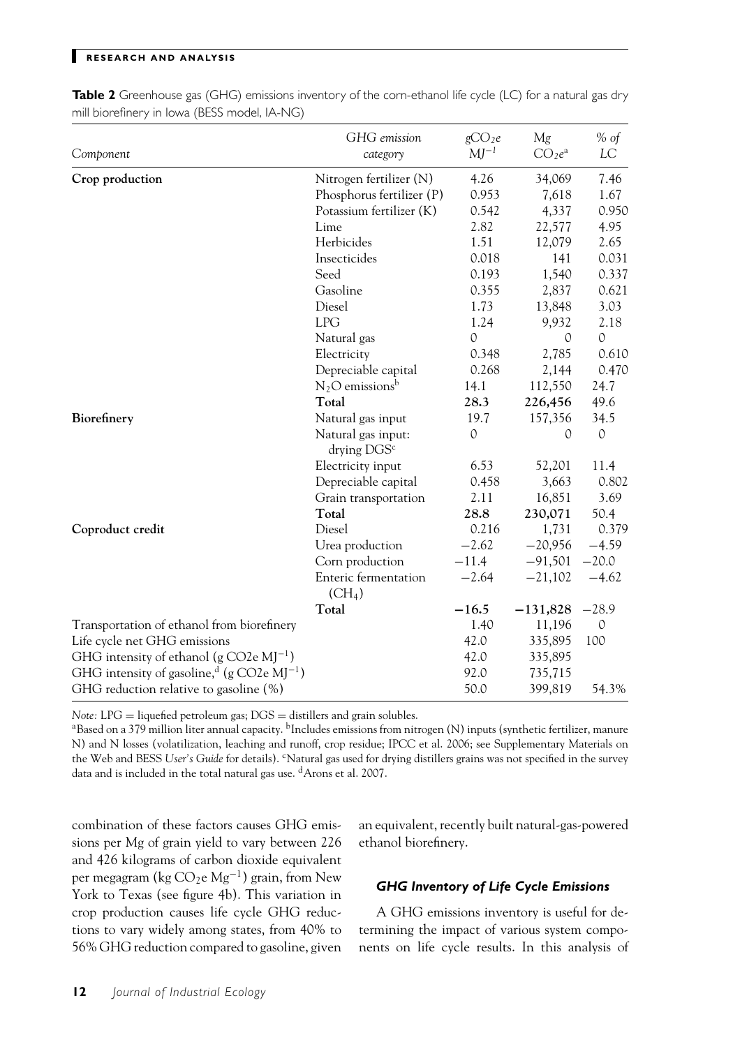**Table 2** Greenhouse gas (GHG) emissions inventory of the corn-ethanol life cycle (LC) for a natural gas dry mill biorefinery in Iowa (BESS model, IA-NG)

| Component | GHG emission category | $gCO_2e$ $MJ^{-1}$ | Mg $CO_2e$[a] | % of LC |
|---|---|---|---|---|
| **Crop production** | Nitrogen fertilizer (N) | 4.26 | 34,069 | 7.46 |
| | Phosphorus fertilizer (P) | 0.953 | 7,618 | 1.67 |
| | Potassium fertilizer (K) | 0.542 | 4,337 | 0.950 |
| | Lime | 2.82 | 22,577 | 4.95 |
| | Herbicides | 1.51 | 12,079 | 2.65 |
| | Insecticides | 0.018 | 141 | 0.031 |
| | Seed | 0.193 | 1,540 | 0.337 |
| | Gasoline | 0.355 | 2,837 | 0.621 |
| | Diesel | 1.73 | 13,848 | 3.03 |
| | LPG | 1.24 | 9,932 | 2.18 |
| | Natural gas | 0 | 0 | 0 |
| | Electricity | 0.348 | 2,785 | 0.610 |
| | Depreciable capital | 0.268 | 2,144 | 0.470 |
| | $N_2O$ emissions[b] | 14.1 | 112,550 | 24.7 |
| | **Total** | **28.3** | **226,456** | 49.6 |
| **Biorefinery** | Natural gas input | 19.7 | 157,356 | 34.5 |
| | Natural gas input: drying DGS[c] | 0 | 0 | 0 |
| | Electricity input | 6.53 | 52,201 | 11.4 |
| | Depreciable capital | 0.458 | 3,663 | 0.802 |
| | Grain transportation | 2.11 | 16,851 | 3.69 |
| | **Total** | **28.8** | **230,071** | 50.4 |
| **Coproduct credit** | Diesel | 0.216 | 1,731 | 0.379 |
| | Urea production | −2.62 | −20,956 | −4.59 |
| | Corn production | −11.4 | −91,501 | −20.0 |
| | Enteric fermentation ($CH_4$) | −2.64 | −21,102 | −4.62 |
| | **Total** | **−16.5** | **−131,828** | −28.9 |
| Transportation of ethanol from biorefinery | | 1.40 | 11,196 | 0 |
| Life cycle net GHG emissions | | 42.0 | 335,895 | 100 |
| GHG intensity of ethanol (g CO2e $MJ^{-1}$) | | 42.0 | 335,895 | |
| GHG intensity of gasoline,[d] (g CO2e $MJ^{-1}$) | | 92.0 | 735,715 | |
| GHG reduction relative to gasoline (%) | | 50.0 | 399,819 | 54.3% |

*Note:* LPG = liquefied petroleum gas; DGS = distillers and grain solubles.
[a]Based on a 379 million liter annual capacity. [b]Includes emissions from nitrogen (N) inputs (synthetic fertilizer, manure N) and N losses (volatilization, leaching and runoff, crop residue; IPCC et al. 2006; see Supplementary Materials on the Web and BESS *User's Guide* for details). [c]Natural gas used for drying distillers grains was not specified in the survey data and is included in the total natural gas use. [d]Arons et al. 2007.

combination of these factors causes GHG emissions per Mg of grain yield to vary between 226 and 426 kilograms of carbon dioxide equivalent per megagram (kg $CO_2e$ $Mg^{-1}$) grain, from New York to Texas (see figure 4b). This variation in crop production causes life cycle GHG reductions to vary widely among states, from 40% to 56% GHG reduction compared to gasoline, given an equivalent, recently built natural-gas-powered ethanol biorefinery.

### *GHG Inventory of Life Cycle Emissions*

A GHG emissions inventory is useful for determining the impact of various system components on life cycle results. In this analysis of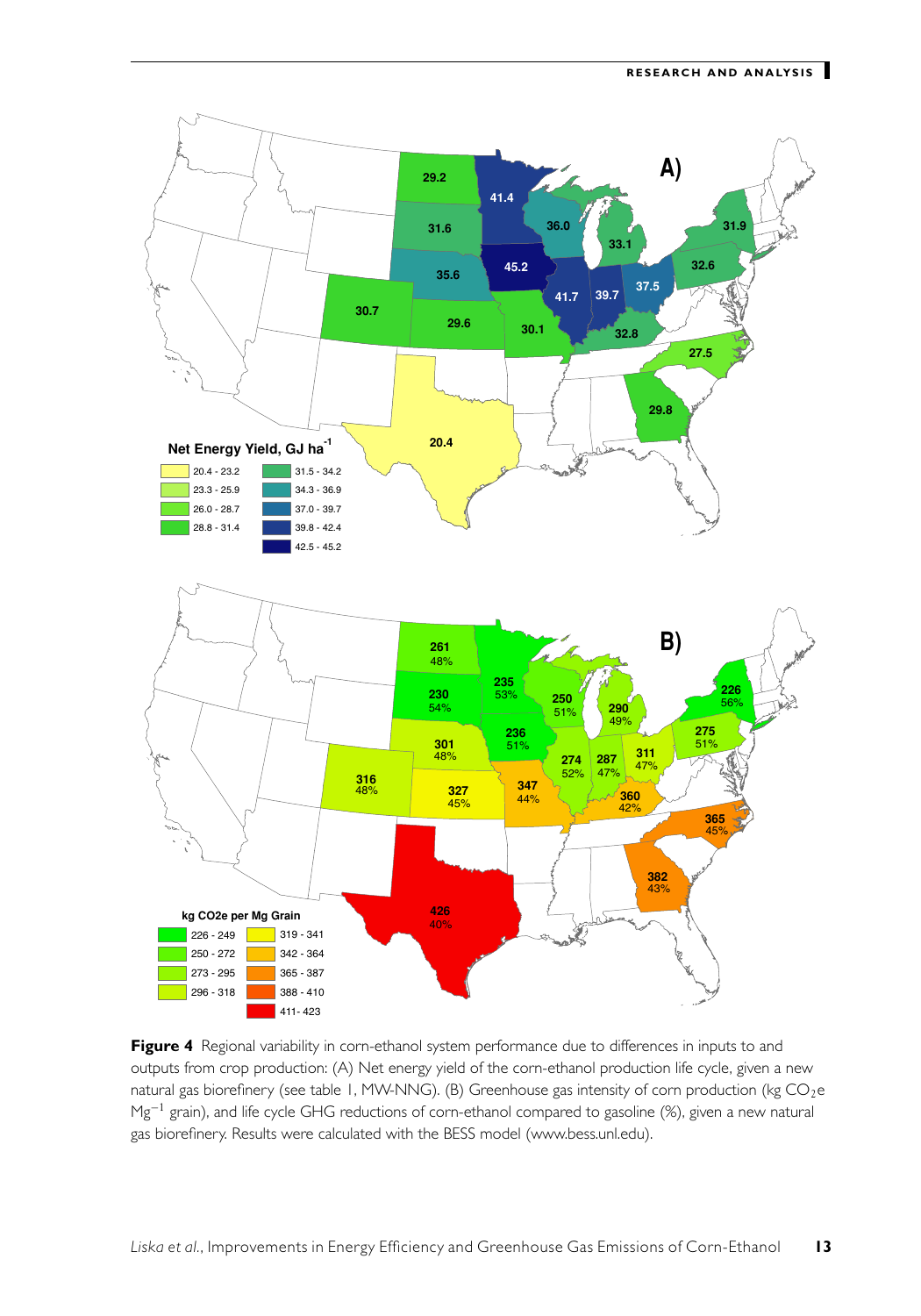**Figure 4** Regional variability in corn-ethanol system performance due to differences in inputs to and outputs from crop production: (A) Net energy yield of the corn-ethanol production life cycle, given a new natural gas biorefinery (see table 1, MW-NNG). (B) Greenhouse gas intensity of corn production (kg $CO_2$e $Mg^{-1}$ grain), and life cycle GHG reductions of corn-ethanol compared to gasoline (%), given a new natural gas biorefinery. Results were calculated with the BESS model (www.bess.unl.edu).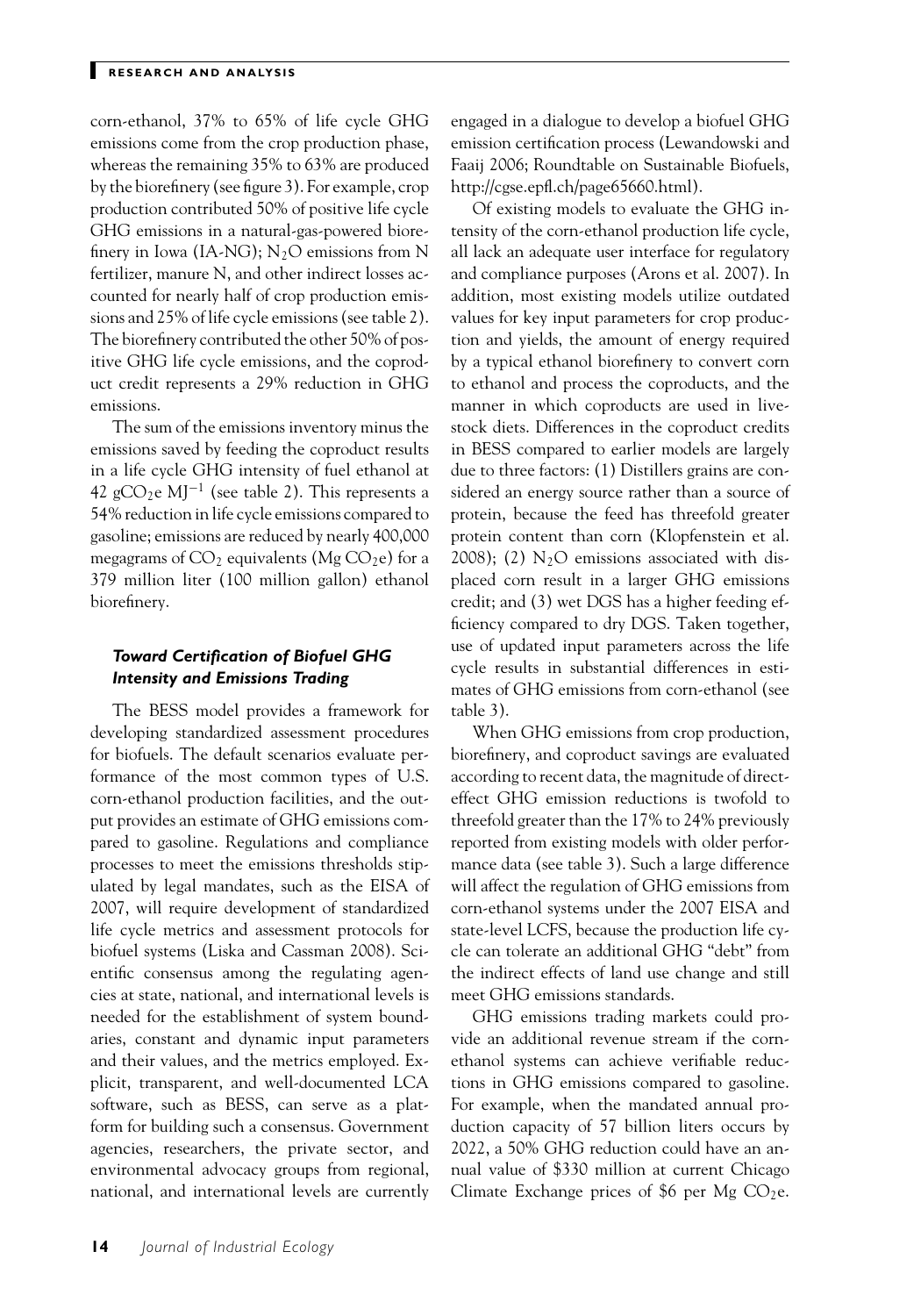corn-ethanol, 37% to 65% of life cycle GHG emissions come from the crop production phase, whereas the remaining 35% to 63% are produced by the biorefinery (see figure 3). For example, crop production contributed 50% of positive life cycle GHG emissions in a natural-gas-powered biorefinery in Iowa (IA-NG); $N_2O$ emissions from N fertilizer, manure N, and other indirect losses accounted for nearly half of crop production emissions and 25% of life cycle emissions (see table 2). The biorefinery contributed the other 50% of positive GHG life cycle emissions, and the coproduct credit represents a 29% reduction in GHG emissions.

The sum of the emissions inventory minus the emissions saved by feeding the coproduct results in a life cycle GHG intensity of fuel ethanol at 42 $gCO_2e\ MJ^{-1}$ (see table 2). This represents a 54% reduction in life cycle emissions compared to gasoline; emissions are reduced by nearly 400,000 megagrams of $CO_2$ equivalents (Mg $CO_2e$) for a 379 million liter (100 million gallon) ethanol biorefinery.

### *Toward Certification of Biofuel GHG Intensity and Emissions Trading*

The BESS model provides a framework for developing standardized assessment procedures for biofuels. The default scenarios evaluate performance of the most common types of U.S. corn-ethanol production facilities, and the output provides an estimate of GHG emissions compared to gasoline. Regulations and compliance processes to meet the emissions thresholds stipulated by legal mandates, such as the EISA of 2007, will require development of standardized life cycle metrics and assessment protocols for biofuel systems (Liska and Cassman 2008). Scientific consensus among the regulating agencies at state, national, and international levels is needed for the establishment of system boundaries, constant and dynamic input parameters and their values, and the metrics employed. Explicit, transparent, and well-documented LCA software, such as BESS, can serve as a platform for building such a consensus. Government agencies, researchers, the private sector, and environmental advocacy groups from regional, national, and international levels are currently engaged in a dialogue to develop a biofuel GHG emission certification process (Lewandowski and Faaij 2006; Roundtable on Sustainable Biofuels, http://cgse.epfl.ch/page65660.html).

Of existing models to evaluate the GHG intensity of the corn-ethanol production life cycle, all lack an adequate user interface for regulatory and compliance purposes (Arons et al. 2007). In addition, most existing models utilize outdated values for key input parameters for crop production and yields, the amount of energy required by a typical ethanol biorefinery to convert corn to ethanol and process the coproducts, and the manner in which coproducts are used in livestock diets. Differences in the coproduct credits in BESS compared to earlier models are largely due to three factors: (1) Distillers grains are considered an energy source rather than a source of protein, because the feed has threefold greater protein content than corn (Klopfenstein et al. 2008); (2) $N_2O$ emissions associated with displaced corn result in a larger GHG emissions credit; and (3) wet DGS has a higher feeding efficiency compared to dry DGS. Taken together, use of updated input parameters across the life cycle results in substantial differences in estimates of GHG emissions from corn-ethanol (see table 3).

When GHG emissions from crop production, biorefinery, and coproduct savings are evaluated according to recent data, the magnitude of direct-effect GHG emission reductions is twofold to threefold greater than the 17% to 24% previously reported from existing models with older performance data (see table 3). Such a large difference will affect the regulation of GHG emissions from corn-ethanol systems under the 2007 EISA and state-level LCFS, because the production life cycle can tolerate an additional GHG "debt" from the indirect effects of land use change and still meet GHG emissions standards.

GHG emissions trading markets could provide an additional revenue stream if the corn-ethanol systems can achieve verifiable reductions in GHG emissions compared to gasoline. For example, when the mandated annual production capacity of 57 billion liters occurs by 2022, a 50% GHG reduction could have an annual value of \$330 million at current Chicago Climate Exchange prices of \$6 per Mg $CO_2e$.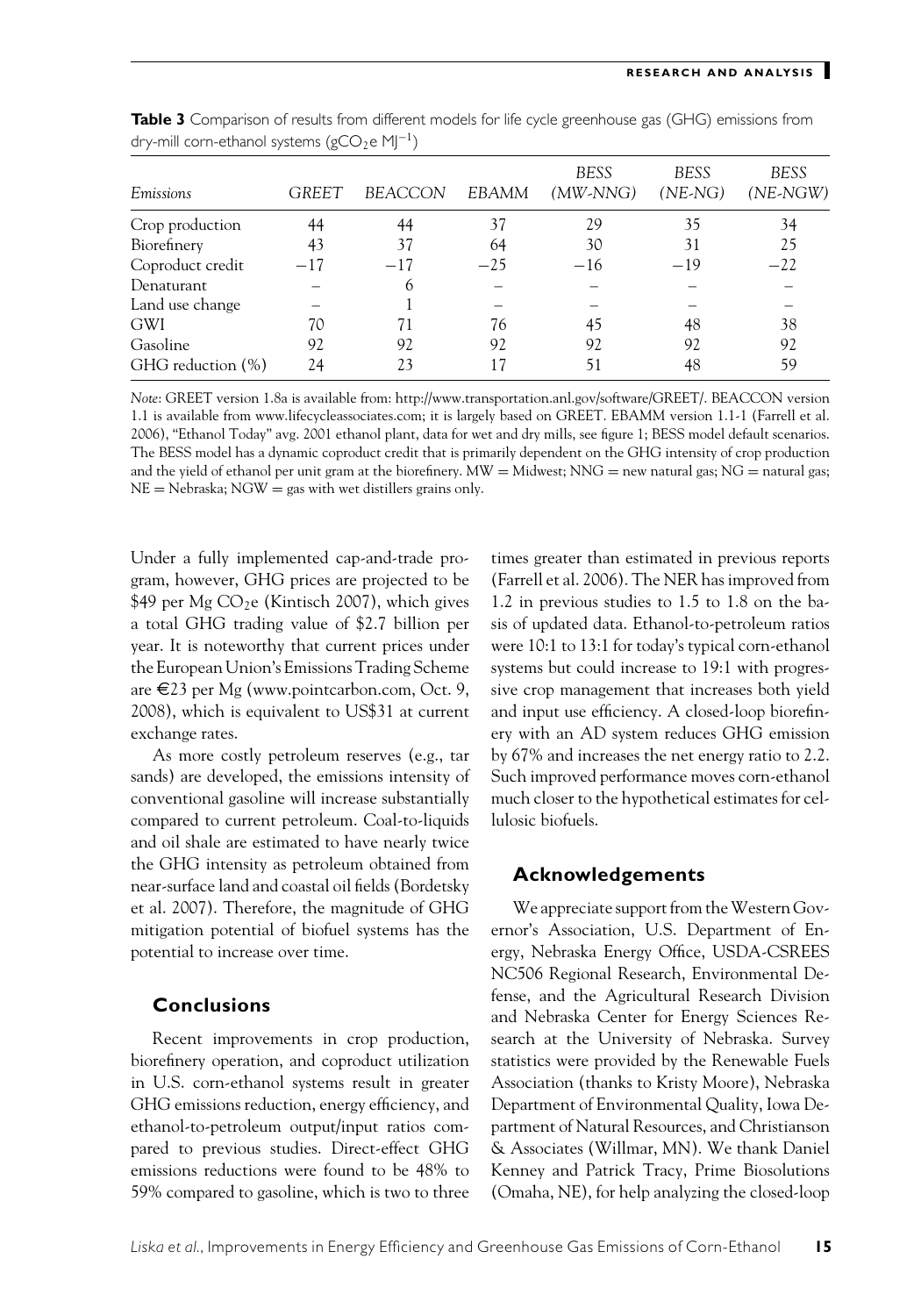**Table 3** Comparison of results from different models for life cycle greenhouse gas (GHG) emissions from dry-mill corn-ethanol systems ($gCO_2e\ MJ^{-1}$)

| *Emissions* | *GREET* | *BEACCON* | *EBAMM* | *BESS (MW-NNG)* | *BESS (NE-NG)* | *BESS (NE-NGW)* |
|---|---|---|---|---|---|---|
| Crop production | 44 | 44 | 37 | 29 | 35 | 34 |
| Biorefinery | 43 | 37 | 64 | 30 | 31 | 25 |
| Coproduct credit | −17 | −17 | −25 | −16 | −19 | −22 |
| Denaturant | – | 6 | – | – | – | – |
| Land use change | – | 1 | – | – | – | – |
| GWI | 70 | 71 | 76 | 45 | 48 | 38 |
| Gasoline | 92 | 92 | 92 | 92 | 92 | 92 |
| GHG reduction (%) | 24 | 23 | 17 | 51 | 48 | 59 |

*Note*: GREET version 1.8a is available from: http://www.transportation.anl.gov/software/GREET/. BEACCON version 1.1 is available from www.lifecycleassociates.com; it is largely based on GREET. EBAMM version 1.1-1 (Farrell et al. 2006), "Ethanol Today" avg. 2001 ethanol plant, data for wet and dry mills, see figure 1; BESS model default scenarios. The BESS model has a dynamic coproduct credit that is primarily dependent on the GHG intensity of crop production and the yield of ethanol per unit gram at the biorefinery. MW = Midwest; NNG = new natural gas; NG = natural gas; NE = Nebraska; NGW = gas with wet distillers grains only.

Under a fully implemented cap-and-trade program, however, GHG prices are projected to be \$49 per Mg $CO_2e$ (Kintisch 2007), which gives a total GHG trading value of \$2.7 billion per year. It is noteworthy that current prices under the European Union's Emissions Trading Scheme are €23 per Mg (www.pointcarbon.com, Oct. 9, 2008), which is equivalent to US\$31 at current exchange rates.

As more costly petroleum reserves (e.g., tar sands) are developed, the emissions intensity of conventional gasoline will increase substantially compared to current petroleum. Coal-to-liquids and oil shale are estimated to have nearly twice the GHG intensity as petroleum obtained from near-surface land and coastal oil fields (Bordetsky et al. 2007). Therefore, the magnitude of GHG mitigation potential of biofuel systems has the potential to increase over time.

## Conclusions

Recent improvements in crop production, biorefinery operation, and coproduct utilization in U.S. corn-ethanol systems result in greater GHG emissions reduction, energy efficiency, and ethanol-to-petroleum output/input ratios compared to previous studies. Direct-effect GHG emissions reductions were found to be 48% to 59% compared to gasoline, which is two to three times greater than estimated in previous reports (Farrell et al. 2006). The NER has improved from 1.2 in previous studies to 1.5 to 1.8 on the basis of updated data. Ethanol-to-petroleum ratios were 10:1 to 13:1 for today's typical corn-ethanol systems but could increase to 19:1 with progressive crop management that increases both yield and input use efficiency. A closed-loop biorefinery with an AD system reduces GHG emission by 67% and increases the net energy ratio to 2.2. Such improved performance moves corn-ethanol much closer to the hypothetical estimates for cellulosic biofuels.

## Acknowledgements

We appreciate support from the Western Governor's Association, U.S. Department of Energy, Nebraska Energy Office, USDA-CSREES NC506 Regional Research, Environmental Defense, and the Agricultural Research Division and Nebraska Center for Energy Sciences Research at the University of Nebraska. Survey statistics were provided by the Renewable Fuels Association (thanks to Kristy Moore), Nebraska Department of Environmental Quality, Iowa Department of Natural Resources, and Christianson & Associates (Willmar, MN). We thank Daniel Kenney and Patrick Tracy, Prime Biosolutions (Omaha, NE), for help analyzing the closed-loop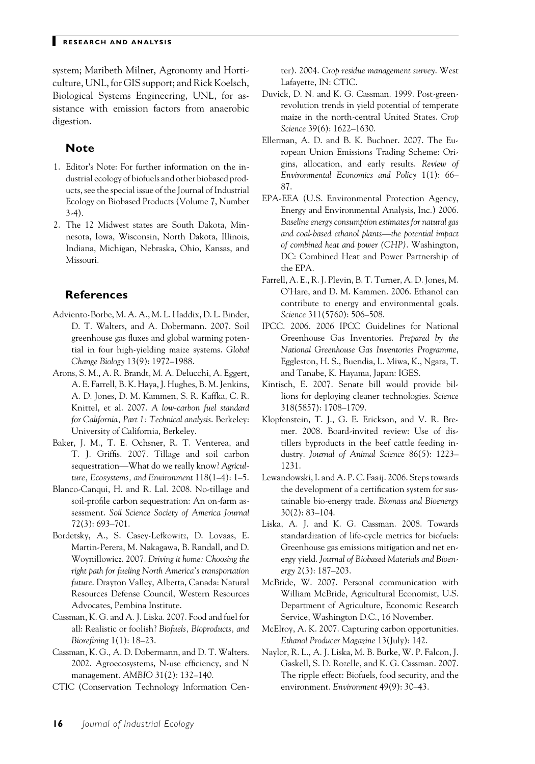system; Maribeth Milner, Agronomy and Horticulture, UNL, for GIS support; and Rick Koelsch, Biological Systems Engineering, UNL, for assistance with emission factors from anaerobic digestion.

## Note

1. Editor's Note: For further information on the industrial ecology of biofuels and other biobased products, see the special issue of the Journal of Industrial Ecology on Biobased Products (Volume 7, Number 3-4).
2. The 12 Midwest states are South Dakota, Minnesota, Iowa, Wisconsin, North Dakota, Illinois, Indiana, Michigan, Nebraska, Ohio, Kansas, and Missouri.

## References

Adviento-Borbe, M. A. A., M. L. Haddix, D. L. Binder, D. T. Walters, and A. Dobermann. 2007. Soil greenhouse gas fluxes and global warming potential in four high-yielding maize systems. *Global Change Biology* 13(9): 1972–1988.

Arons, S. M., A. R. Brandt, M. A. Delucchi, A. Eggert, A. E. Farrell, B. K. Haya, J. Hughes, B. M. Jenkins, A. D. Jones, D. M. Kammen, S. R. Kaffka, C. R. Knittel, et al. 2007. *A low-carbon fuel standard for California, Part 1: Technical analysis*. Berkeley: University of California, Berkeley.

Baker, J. M., T. E. Ochsner, R. T. Venterea, and T. J. Griffis. 2007. Tillage and soil carbon sequestration—What do we really know? *Agriculture, Ecosystems, and Environment* 118(1–4): 1–5.

Blanco-Canqui, H. and R. Lal. 2008. No-tillage and soil-profile carbon sequestration: An on-farm assessment. *Soil Science Society of America Journal* 72(3): 693–701.

Bordetsky, A., S. Casey-Lefkowitz, D. Lovaas, E. Martin-Perera, M. Nakagawa, B. Randall, and D. Woynillowicz. 2007. *Driving it home: Choosing the right path for fueling North America's transportation future*. Drayton Valley, Alberta, Canada: Natural Resources Defense Council, Western Resources Advocates, Pembina Institute.

Cassman, K. G. and A. J. Liska. 2007. Food and fuel for all: Realistic or foolish? *Biofuels, Bioproducts, and Biorefining* 1(1): 18–23.

Cassman, K. G., A. D. Dobermann, and D. T. Walters. 2002. Agroecosystems, N-use efficiency, and N management. *AMBIO* 31(2): 132–140.

CTIC (Conservation Technology Information Center). 2004. *Crop residue management survey*. West Lafayette, IN: CTIC.

Duvick, D. N. and K. G. Cassman. 1999. Post-green-revolution trends in yield potential of temperate maize in the north-central United States. *Crop Science* 39(6): 1622–1630.

Ellerman, A. D. and B. K. Buchner. 2007. The European Union Emissions Trading Scheme: Origins, allocation, and early results. *Review of Environmental Economics and Policy* 1(1): 66–87.

EPA-EEA (U.S. Environmental Protection Agency, Energy and Environmental Analysis, Inc.) 2006. *Baseline energy consumption estimates for natural gas and coal-based ethanol plants—the potential impact of combined heat and power (CHP)*. Washington, DC: Combined Heat and Power Partnership of the EPA.

Farrell, A. E., R. J. Plevin, B. T. Turner, A. D. Jones, M. O'Hare, and D. M. Kammen. 2006. Ethanol can contribute to energy and environmental goals. *Science* 311(5760): 506–508.

IPCC. 2006. 2006 IPCC Guidelines for National Greenhouse Gas Inventories. *Prepared by the National Greenhouse Gas Inventories Programme*, Eggleston, H. S., Buendia, L. Miwa, K., Ngara, T. and Tanabe, K. Hayama, Japan: IGES.

Kintisch, E. 2007. Senate bill would provide billions for deploying cleaner technologies. *Science* 318(5857): 1708–1709.

Klopfenstein, T. J., G. E. Erickson, and V. R. Bremer. 2008. Board-invited review: Use of distillers byproducts in the beef cattle feeding industry. *Journal of Animal Science* 86(5): 1223–1231.

Lewandowski, I. and A. P. C. Faaij. 2006. Steps towards the development of a certification system for sustainable bio-energy trade. *Biomass and Bioenergy* 30(2): 83–104.

Liska, A. J. and K. G. Cassman. 2008. Towards standardization of life-cycle metrics for biofuels: Greenhouse gas emissions mitigation and net energy yield. *Journal of Biobased Materials and Bioenergy* 2(3): 187–203.

McBride, W. 2007. Personal communication with William McBride, Agricultural Economist, U.S. Department of Agriculture, Economic Research Service, Washington D.C., 16 November.

McElroy, A. K. 2007. Capturing carbon opportunities. *Ethanol Producer Magazine* 13(July): 142.

Naylor, R. L., A. J. Liska, M. B. Burke, W. P. Falcon, J. Gaskell, S. D. Rozelle, and K. G. Cassman. 2007. The ripple effect: Biofuels, food security, and the environment. *Environment* 49(9): 30–43.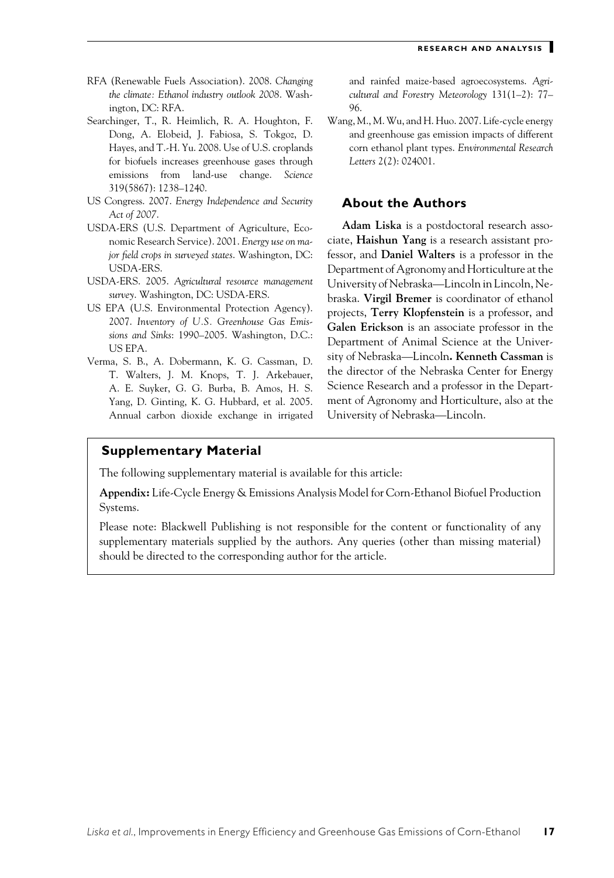RFA (Renewable Fuels Association). 2008. *Changing the climate: Ethanol industry outlook 2008*. Washington, DC: RFA.

Searchinger, T., R. Heimlich, R. A. Houghton, F. Dong, A. Elobeid, J. Fabiosa, S. Tokgoz, D. Hayes, and T.-H. Yu. 2008. Use of U.S. croplands for biofuels increases greenhouse gases through emissions from land-use change. *Science* 319(5867): 1238–1240.

US Congress. 2007. *Energy Independence and Security Act of 2007*.

USDA-ERS (U.S. Department of Agriculture, Economic Research Service). 2001. *Energy use on major field crops in surveyed states*. Washington, DC: USDA-ERS.

USDA-ERS. 2005. *Agricultural resource management survey*. Washington, DC: USDA-ERS.

US EPA (U.S. Environmental Protection Agency). 2007. *Inventory of U.S. Greenhouse Gas Emissions and Sinks*: 1990–2005. Washington, D.C.: US EPA.

Verma, S. B., A. Dobermann, K. G. Cassman, D. T. Walters, J. M. Knops, T. J. Arkebauer, A. E. Suyker, G. G. Burba, B. Amos, H. S. Yang, D. Ginting, K. G. Hubbard, et al. 2005. Annual carbon dioxide exchange in irrigated and rainfed maize-based agroecosystems. *Agricultural and Forestry Meteorology* 131(1–2): 77–96.

Wang, M., M. Wu, and H. Huo. 2007. Life-cycle energy and greenhouse gas emission impacts of different corn ethanol plant types. *Environmental Research Letters* 2(2): 024001.

## About the Authors

**Adam Liska** is a postdoctoral research associate, **Haishun Yang** is a research assistant professor, and **Daniel Walters** is a professor in the Department of Agronomy and Horticulture at the University of Nebraska—Lincoln in Lincoln, Nebraska. **Virgil Bremer** is coordinator of ethanol projects, **Terry Klopfenstein** is a professor, and **Galen Erickson** is an associate professor in the Department of Animal Science at the University of Nebraska—Lincoln**. Kenneth Cassman** is the director of the Nebraska Center for Energy Science Research and a professor in the Department of Agronomy and Horticulture, also at the University of Nebraska—Lincoln.

## Supplementary Material

The following supplementary material is available for this article:

**Appendix:** Life-Cycle Energy & Emissions Analysis Model for Corn-Ethanol Biofuel Production Systems.

Please note: Blackwell Publishing is not responsible for the content or functionality of any supplementary materials supplied by the authors. Any queries (other than missing material) should be directed to the corresponding author for the article.